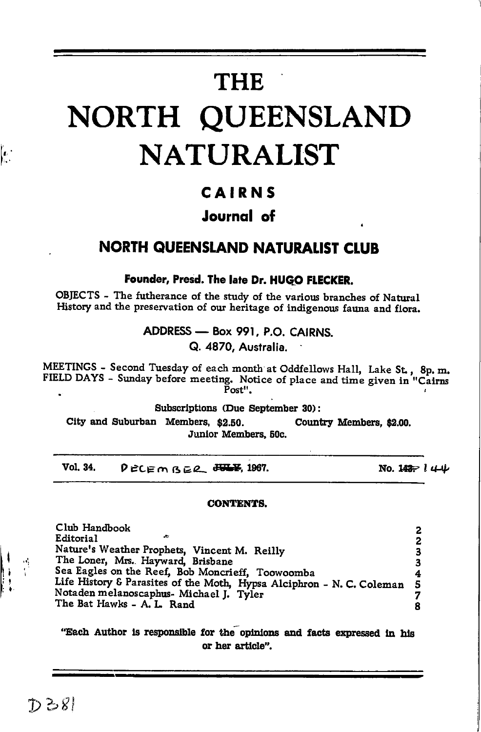# THE NORTH QUEENSLAND NATURALIST

## CAIRNS

### Journal of

## NORTH QUEENSLAND NATURALIST CLUB

**Founder, Presd. The late Dr. HUGO FLECKER.**

OBJECTS - The futherance of the study of the various branches of Natural History and the preservation of our heritage of indigenous fauna and flora.

ADDRESS — Box 991, P.O. CAIRNS.
Q. 4870, Australia.

MEETINGS - Second Tuesday of each month at Oddfellows Hall, Lake St., 8p. m.
FIELD DAYS - Sunday before meeting. Notice of place and time given in "Cairns Post".

Subscriptions (Due September 30):
City and Suburban Members, $2.50. Country Members, $2.00.
Junior Members, 50c.

Vol. 34. ~~JULY~~ DECEMBER, 1967. No. ~~143~~ 144

**CONTENTS.**

| | |
|---|---|
| Club Handbook | 2 |
| Editorial | 2 |
| Nature's Weather Prophets, Vincent M. Reilly | 3 |
| The Loner, Mrs. Hayward, Brisbane | 3 |
| Sea Eagles on the Reef, Bob Moncrieff, Toowoomba | 4 |
| Life History & Parasites of the Moth, Hypsa Alciphron - N. C. Coleman | 5 |
| Notaden melanoscaphus- Michael J. Tyler | 7 |
| The Bat Hawks - A. L. Rand | 8 |

"Each Author is responsible for the opinions and facts expressed in his or her article".

D381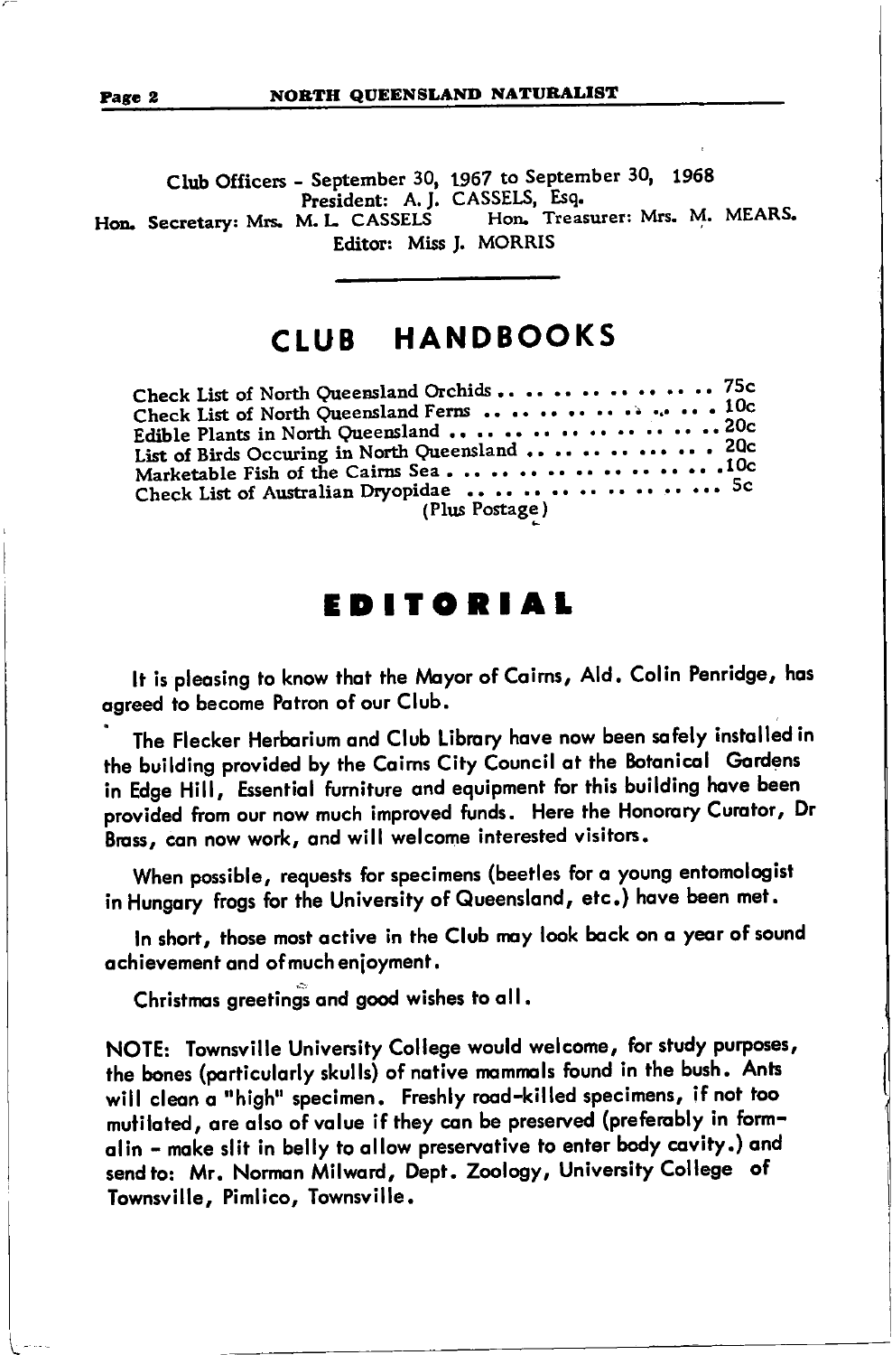Club Officers - September 30, 1967 to September 30, 1968

President: A. J. CASSELS, Esq.

Hon. Secretary: Mrs. M. L. CASSELS Hon. Treasurer: Mrs. M. MEARS.

Editor: Miss J. MORRIS

## CLUB HANDBOOKS

| | |
|---|---|
| Check List of North Queensland Orchids | 75c |
| Check List of North Queensland Ferns | 10c |
| Edible Plants in North Queensland | 20c |
| List of Birds Occuring in North Queensland | 20c |
| Marketable Fish of the Cairns Sea | 10c |
| Check List of Australian Dryopidae | 5c |

(Plus Postage)

## EDITORIAL

It is pleasing to know that the Mayor of Cairns, Ald. Colin Penridge, has agreed to become Patron of our Club.

The Flecker Herbarium and Club Library have now been safely installed in the building provided by the Cairns City Council at the Botanical Gardens in Edge Hill, Essential furniture and equipment for this building have been provided from our now much improved funds. Here the Honorary Curator, Dr Brass, can now work, and will welcome interested visitors.

When possible, requests for specimens (beetles for a young entomologist in Hungary frogs for the University of Queensland, etc.) have been met.

In short, those most active in the Club may look back on a year of sound achievement and of much enjoyment.

Christmas greetings and good wishes to all.

NOTE: Townsville University College would welcome, for study purposes, the bones (particularly skulls) of native mammals found in the bush. Ants will clean a "high" specimen. Freshly road-killed specimens, if not too mutilated, are also of value if they can be preserved (preferably in formalin - make slit in belly to allow preservative to enter body cavity.) and send to: Mr. Norman Milward, Dept. Zoology, University College of Townsville, Pimlico, Townsville.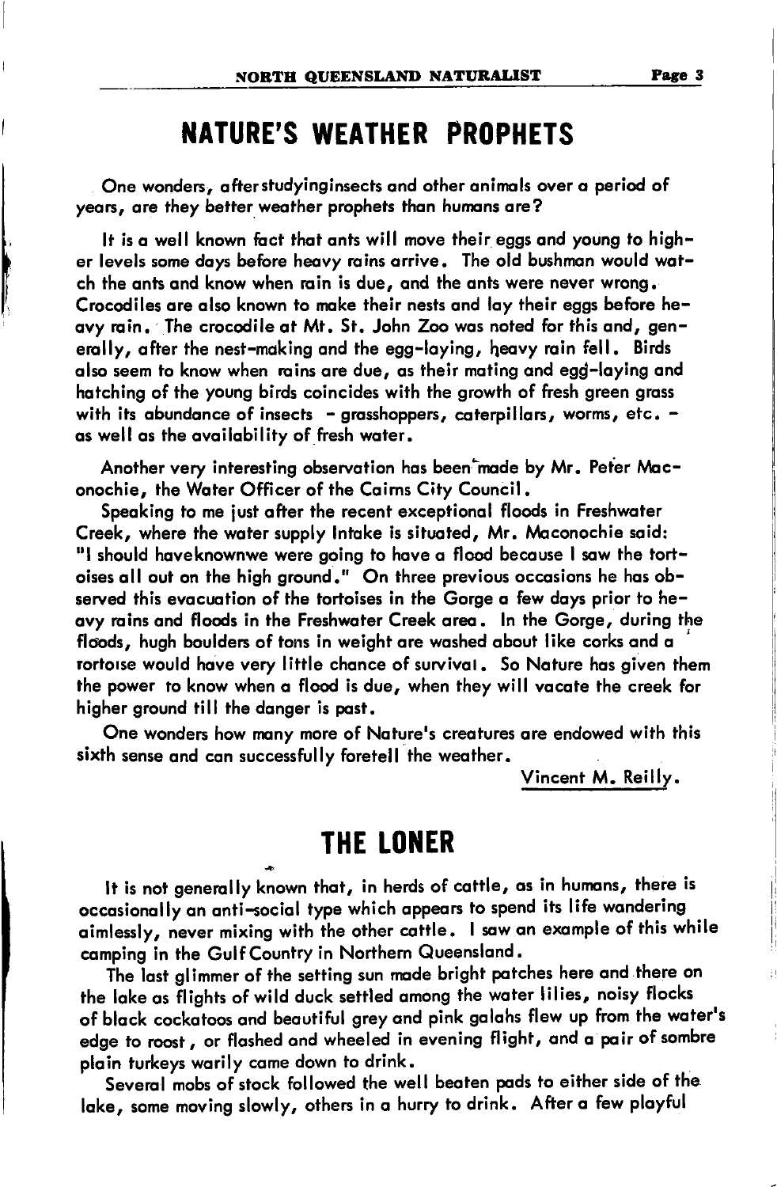# NATURE'S WEATHER PROPHETS

One wonders, afterstudyinginsects and other animals over a period of years, are they better weather prophets than humans are?

It is a well known fact that ants will move their eggs and young to higher levels some days before heavy rains arrive. The old bushman would watch the ants and know when rain is due, and the ants were never wrong. Crocodiles are also known to make their nests and lay their eggs before heavy rain. The crocodile at Mt. St. John Zoo was noted for this and, generally, after the nest-making and the egg-laying, heavy rain fell. Birds also seem to know when rains are due, as their mating and egg-laying and hatching of the young birds coincides with the growth of fresh green grass with its abundance of insects - grasshoppers, caterpillars, worms, etc. - as well as the availability of fresh water.

Another very interesting observation has been made by Mr. Peter Maconochie, the Water Officer of the Cairns City Council.

Speaking to me just after the recent exceptional floods in Freshwater Creek, where the water supply Intake is situated, Mr. Maconochie said: "I should haveknownwe were going to have a flood because I saw the tortoises all out on the high ground." On three previous occasions he has observed this evacuation of the tortoises in the Gorge a few days prior to heavy rains and floods in the Freshwater Creek area. In the Gorge, during the floods, hugh boulders of tons in weight are washed about like corks and a tortoise would have very little chance of survival. So Nature has given them the power to know when a flood is due, when they will vacate the creek for higher ground till the danger is past.

One wonders how many more of Nature's creatures are endowed with this sixth sense and can successfully foretell the weather.

Vincent M. Reilly.

# THE LONER

It is not generally known that, in herds of cattle, as in humans, there is occasionally an anti-social type which appears to spend its life wandering aimlessly, never mixing with the other cattle. I saw an example of this while camping in the Gulf Country in Northern Queensland.

The last glimmer of the setting sun made bright patches here and there on the lake as flights of wild duck settled among the water lilies, noisy flocks of black cockatoos and beautiful grey and pink galahs flew up from the water's edge to roost, or flashed and wheeled in evening flight, and a pair of sombre plain turkeys warily came down to drink.

Several mobs of stock followed the well beaten pads to either side of the lake, some moving slowly, others in a hurry to drink. After a few playful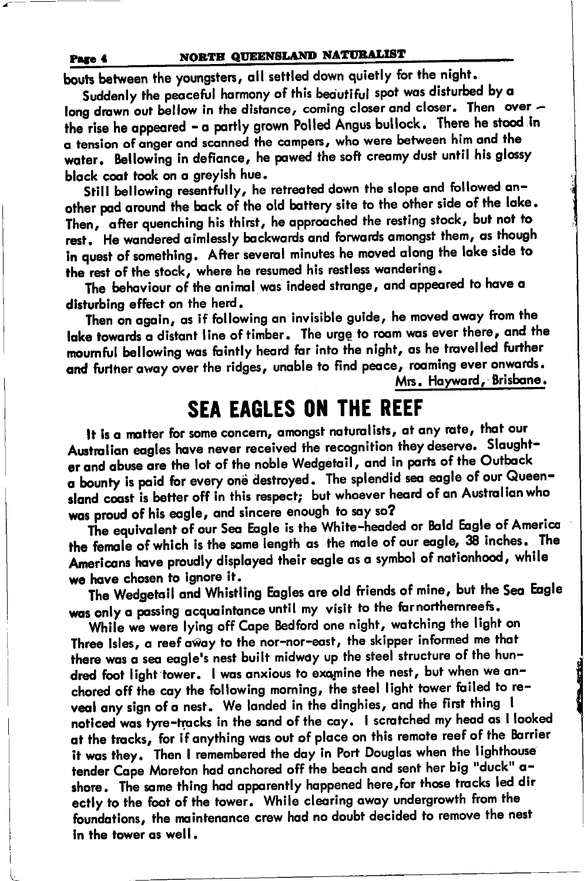bouts between the youngsters, all settled down quietly for the night.

Suddenly the peaceful harmony of this beautiful spot was disturbed by a long drawn out bellow in the distance, coming closer and closer. Then over – the rise he appeared – a partly grown Polled Angus bullock. There he stood in a tension of anger and scanned the campers, who were between him and the water. Bellowing in defiance, he pawed the soft creamy dust until his glossy black coat took on a greyish hue.

Still bellowing resentfully, he retreated down the slope and followed another pad around the back of the old battery site to the other side of the lake. Then, after quenching his thirst, he approached the resting stock, but not to rest. He wandered aimlessly backwards and forwards amongst them, as though in quest of something. After several minutes he moved along the lake side to the rest of the stock, where he resumed his restless wandering.

The behaviour of the animal was indeed strange, and appeared to have a disturbing effect on the herd.

Then on again, as if following an invisible guide, he moved away from the lake towards a distant line of timber. The urge to roam was ever there, and the mournful bellowing was faintly heard far into the night, as he travelled further and further away over the ridges, unable to find peace, roaming ever onwards.

Mrs. Hayward, Brisbane.

# SEA EAGLES ON THE REEF

It is a matter for some concern, amongst naturalists, at any rate, that our Australian eagles have never received the recognition they deserve. Slaughter and abuse are the lot of the noble Wedgetail, and in parts of the Outback a bounty is paid for every one destroyed. The splendid sea eagle of our Queensland coast is better off in this respect; but whoever heard of an Australian who was proud of his eagle, and sincere enough to say so?

The equivalent of our Sea Eagle is the White-headed or Bald Eagle of America the female of which is the same length as the male of our eagle, 38 inches. The Americans have proudly displayed their eagle as a symbol of nationhood, while we have chosen to ignore it.

The Wedgetail and Whistling Eagles are old friends of mine, but the Sea Eagle was only a passing acquaintance until my visit to the far northern reefs.

While we were lying off Cape Bedford one night, watching the light on Three Isles, a reef away to the nor-nor-east, the skipper informed me that there was a sea eagle's nest built midway up the steel structure of the hundred foot light tower. I was anxious to examine the nest, but when we anchored off the cay the following morning, the steel light tower failed to reveal any sign of a nest. We landed in the dinghies, and the first thing I noticed was tyre-tracks in the sand of the cay. I scratched my head as I looked at the tracks, for if anything was out of place on this remote reef of the Barrier it was they. Then I remembered the day in Port Douglas when the lighthouse tender Cape Moreton had anchored off the beach and sent her big "duck" ashore. The same thing had apparently happened here, for those tracks led directly to the foot of the tower. While clearing away undergrowth from the foundations, the maintenance crew had no doubt decided to remove the nest in the tower as well.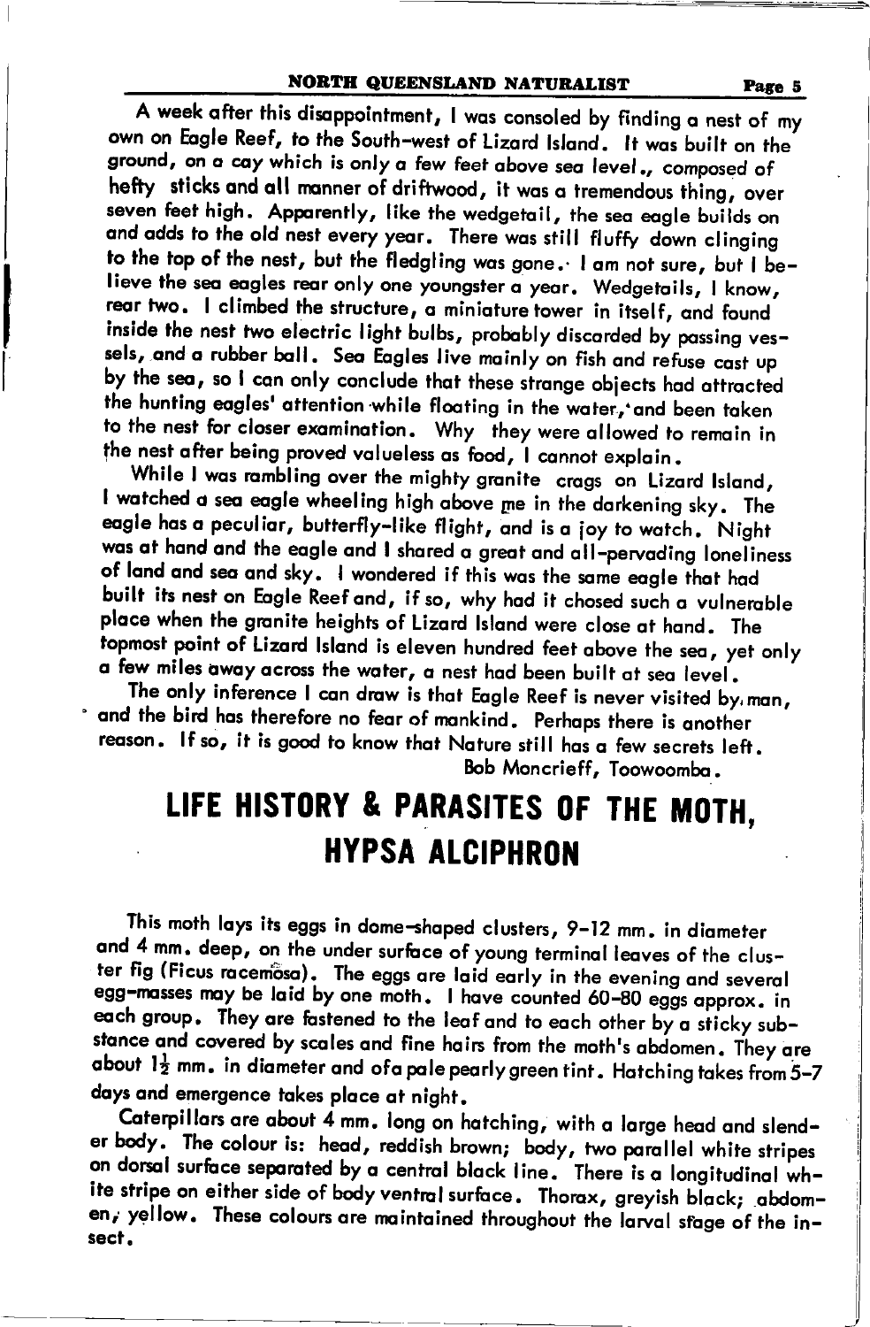A week after this disappointment, I was consoled by finding a nest of my own on Eagle Reef, to the South-west of Lizard Island. It was built on the ground, on a cay which is only a few feet above sea level., composed of hefty sticks and all manner of driftwood, it was a tremendous thing, over seven feet high. Apparently, like the wedgetail, the sea eagle builds on and adds to the old nest every year. There was still fluffy down clinging to the top of the nest, but the fledgling was gone. I am not sure, but I believe the sea eagles rear only one youngster a year. Wedgetails, I know, rear two. I climbed the structure, a miniature tower in itself, and found inside the nest two electric light bulbs, probably discarded by passing vessels, and a rubber ball. Sea Eagles live mainly on fish and refuse cast up by the sea, so I can only conclude that these strange objects had attracted the hunting eagles' attention while floating in the water, and been taken to the nest for closer examination. Why they were allowed to remain in the nest after being proved valueless as food, I cannot explain.

While I was rambling over the mighty granite crags on Lizard Island, I watched a sea eagle wheeling high above me in the darkening sky. The eagle has a peculiar, butterfly-like flight, and is a joy to watch. Night was at hand and the eagle and I shared a great and all-pervading loneliness of land and sea and sky. I wondered if this was the same eagle that had built its nest on Eagle Reef and, if so, why had it chosed such a vulnerable place when the granite heights of Lizard Island were close at hand. The topmost point of Lizard Island is eleven hundred feet above the sea, yet only a few miles away across the water, a nest had been built at sea level.

The only inference I can draw is that Eagle Reef is never visited by man, and the bird has therefore no fear of mankind. Perhaps there is another reason. If so, it is good to know that Nature still has a few secrets left.

Bob Moncrieff, Toowoomba.

# LIFE HISTORY & PARASITES OF THE MOTH, HYPSA ALCIPHRON

This moth lays its eggs in dome-shaped clusters, 9-12 mm. in diameter and 4 mm. deep, on the under surface of young terminal leaves of the cluster fig (Ficus racemosa). The eggs are laid early in the evening and several egg-masses may be laid by one moth. I have counted 60-80 eggs approx. in each group. They are fastened to the leaf and to each other by a sticky substance and covered by scales and fine hairs from the moth's abdomen. They are about $1\frac{1}{2}$ mm. in diameter and of a pale pearly green tint. Hatching takes from 5-7 days and emergence takes place at night.

Caterpillars are about 4 mm. long on hatching, with a large head and slender body. The colour is: head, reddish brown; body, two parallel white stripes on dorsal surface separated by a central black line. There is a longitudinal white stripe on either side of body ventral surface. Thorax, greyish black; abdomen, yellow. These colours are maintained throughout the larval stage of the insect.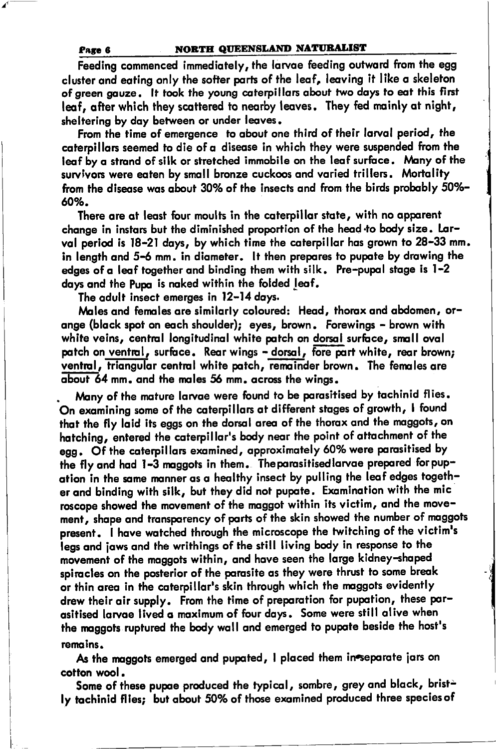Feeding commenced immediately, the larvae feeding outward from the egg cluster and eating only the softer parts of the leaf, leaving it like a skeleton of green gauze. It took the young caterpillars about two days to eat this first leaf, after which they scattered to nearby leaves. They fed mainly at night, sheltering by day between or under leaves.

From the time of emergence to about one third of their larval period, the caterpillars seemed to die of a disease in which they were suspended from the leaf by a strand of silk or stretched immobile on the leaf surface. Many of the survivors were eaten by small bronze cuckoos and varied trillers. Mortality from the disease was about 30% of the insects and from the birds probably 50%-60%.

There are at least four moults in the caterpillar state, with no apparent change in instars but the diminished proportion of the head to body size. Larval period is 18-21 days, by which time the caterpillar has grown to 28-33 mm. in length and 5-6 mm. in diameter. It then prepares to pupate by drawing the edges of a leaf together and binding them with silk. Pre-pupal stage is 1-2 days and the Pupa is naked within the folded leaf.

The adult insect emerges in 12-14 days.

Males and females are similarly coloured: Head, thorax and abdomen, orange (black spot on each shoulder); eyes, brown. Forewings - brown with white veins, central longitudinal white patch on dorsal surface, small oval patch on ventral, surface. Rear wings - dorsal, fore part white, rear brown; ventral, triangular central white patch, remainder brown. The females are about 64 mm. and the males 56 mm. across the wings.

Many of the mature larvae were found to be parasitised by tachinid flies. On examining some of the caterpillars at different stages of growth, I found that the fly laid its eggs on the dorsal area of the thorax and the maggots, on hatching, entered the caterpillar's body near the point of attachment of the egg. Of the caterpillars examined, approximately 60% were parasitised by the fly and had 1-3 maggots in them. The parasitised larvae prepared for pupation in the same manner as a healthy insect by pulling the leaf edges together and binding with silk, but they did not pupate. Examination with the microscope showed the movement of the maggot within its victim, and the movement, shape and transparency of parts of the skin showed the number of maggots present. I have watched through the microscope the twitching of the victim's legs and jaws and the writhings of the still living body in response to the movement of the maggots within, and have seen the large kidney-shaped spiracles on the posterior of the parasite as they were thrust to some break or thin area in the caterpillar's skin through which the maggots evidently drew their air supply. From the time of preparation for pupation, these parasitised larvae lived a maximum of four days. Some were still alive when the maggots ruptured the body wall and emerged to pupate beside the host's remains.

As the maggots emerged and pupated, I placed them in separate jars on cotton wool.

Some of these pupae produced the typical, sombre, grey and black, bristly tachinid flies; but about 50% of those examined produced three species of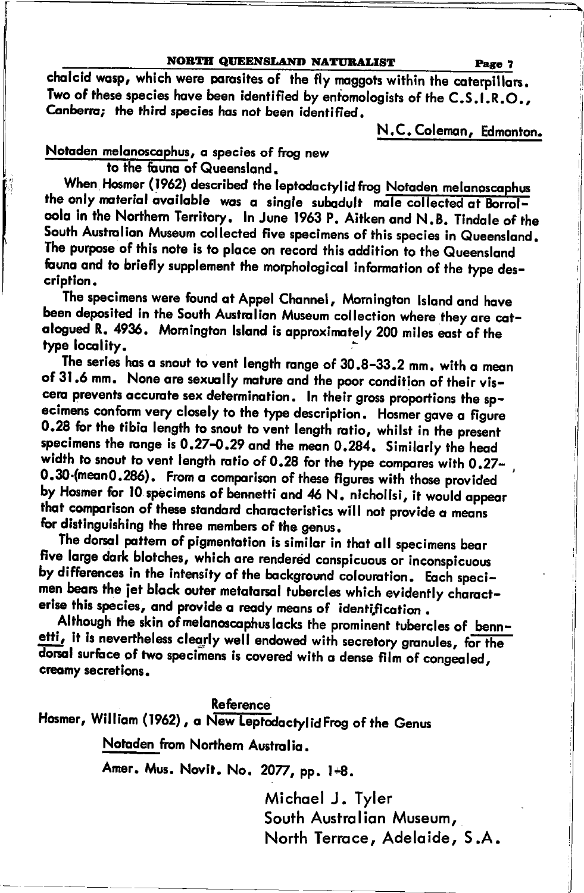chalcid wasp, which were parasites of the fly maggots within the caterpillars. Two of these species have been identified by entomologists of the C.S.I.R.O., Canberra; the third species has not been identified.

N.C. Coleman, Edmonton.

## *Notaden melanoscaphus*, a species of frog new to the fauna of Queensland.

When Hosmer (1962) described the leptodactylid frog *Notaden melanoscaphus* the only material available was a single subadult male collected at Borroloola in the Northern Territory. In June 1963 P. Aitken and N.B. Tindale of the South Australian Museum collected five specimens of this species in Queensland. The purpose of this note is to place on record this addition to the Queensland fauna and to briefly supplement the morphological information of the type description.

The specimens were found at Appel Channel, Mornington Island and have been deposited in the South Australian Museum collection where they are catalogued R. 4936. Mornington Island is approximately 200 miles east of the type locality.

The series has a snout to vent length range of 30.8-33.2 mm. with a mean of 31.6 mm. None are sexually mature and the poor condition of their viscera prevents accurate sex determination. In their gross proportions the specimens conform very closely to the type description. Hosmer gave a figure 0.28 for the tibia length to snout to vent length ratio, whilst in the present specimens the range is 0.27-0.29 and the mean 0.284. Similarly the head width to snout to vent length ratio of 0.28 for the type compares with 0.27-0.30 (mean 0.286). From a comparison of these figures with those provided by Hosmer for 10 specimens of bennetti and 46 N. nichollsi, it would appear that comparison of these standard characteristics will not provide a means for distinguishing the three members of the genus.

The dorsal pattern of pigmentation is similar in that all specimens bear five large dark blotches, which are rendered conspicuous or inconspicuous by differences in the intensity of the background colouration. Each specimen bears the jet black outer metatarsal tubercles which evidently characterise this species, and provide a ready means of identification.

Although the skin of melanoscaphus lacks the prominent tubercles of *bennetti*, it is nevertheless clearly well endowed with secretory granules, for the dorsal surface of two specimens is covered with a dense film of congealed, creamy secretions.

### Reference

Hosmer, William (1962), a New Leptodactylid Frog of the Genus *Notaden* from Northern Australia. Amer. Mus. Novit. No. 2077, pp. 1-8.

Michael J. Tyler
South Australian Museum,
North Terrace, Adelaide, S.A.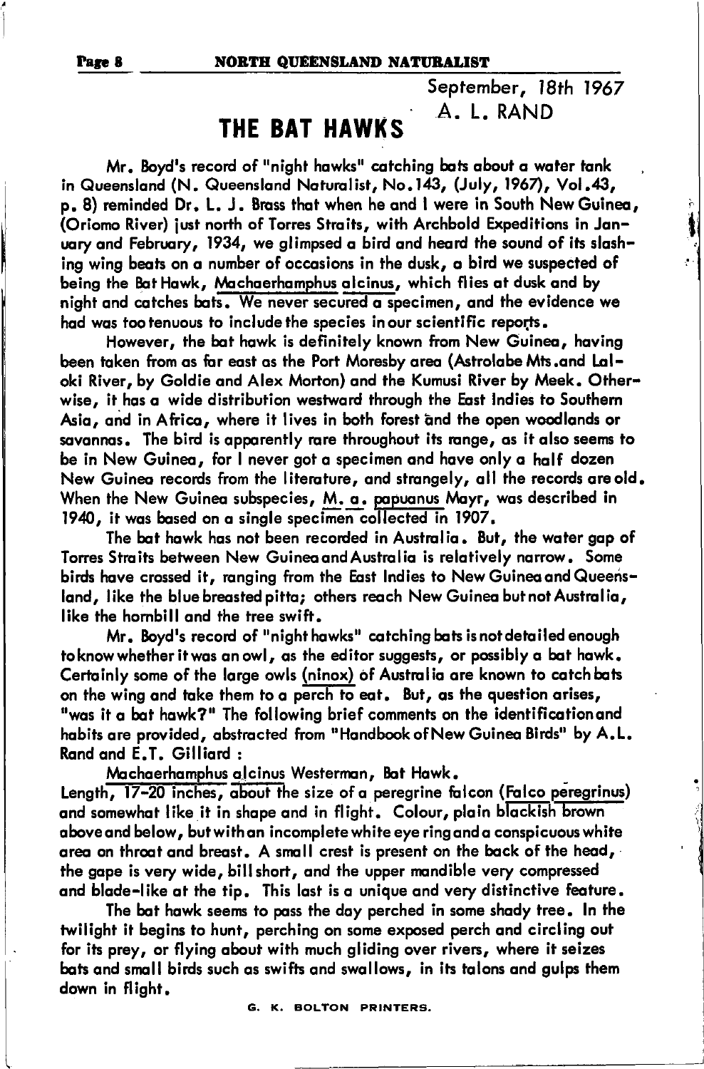September, 18th 1967

# THE BAT HAWKS

A. L. RAND

Mr. Boyd's record of "night hawks" catching bats about a water tank in Queensland (N. Queensland Naturalist, No.143, (July, 1967), Vol.43, p. 8) reminded Dr. L. J. Brass that when he and I were in South New Guinea, (Oriomo River) just north of Torres Straits, with Archbold Expeditions in January and February, 1934, we glimpsed a bird and heard the sound of its slashing wing beats on a number of occasions in the dusk, a bird we suspected of being the Bat Hawk, Machaerhamphus alcinus, which flies at dusk and by night and catches bats. We never secured a specimen, and the evidence we had was too tenuous to include the species in our scientific reports.

However, the bat hawk is definitely known from New Guinea, having been taken from as far east as the Port Moresby area (Astrolabe Mts.and Laloki River, by Goldie and Alex Morton) and the Kumusi River by Meek. Otherwise, it has a wide distribution westward through the East Indies to Southern Asia, and in Africa, where it lives in both forest and the open woodlands or savannas. The bird is apparently rare throughout its range, as it also seems to be in New Guinea, for I never got a specimen and have only a half dozen New Guinea records from the literature, and strangely, all the records are old. When the New Guinea subspecies, M. a. papuanus Mayr, was described in 1940, it was based on a single specimen collected in 1907.

The bat hawk has not been recorded in Australia. But, the water gap of Torres Straits between New Guinea and Australia is relatively narrow. Some birds have crossed it, ranging from the East Indies to New Guinea and Queensland, like the blue breasted pitta; others reach New Guinea but not Australia, like the hornbill and the tree swift.

Mr. Boyd's record of "night hawks" catching bats is not detailed enough to know whether it was an owl, as the editor suggests, or possibly a bat hawk. Certainly some of the large owls (ninox) of Australia are known to catch bats on the wing and take them to a perch to eat. But, as the question arises, "was it a bat hawk?" The following brief comments on the identification and habits are provided, abstracted from "Handbook of New Guinea Birds" by A.L. Rand and E.T. Gilliard :

Machaerhamphus alcinus Westerman, Bat Hawk.
Length, 17-20 inches, about the size of a peregrine falcon (Falco peregrinus) and somewhat like it in shape and in flight. Colour, plain blackish brown above and below, but with an incomplete white eye ring and a conspicuous white area on throat and breast. A small crest is present on the back of the head, the gape is very wide, bill short, and the upper mandible very compressed and blade-like at the tip. This last is a unique and very distinctive feature.

The bat hawk seems to pass the day perched in some shady tree. In the twilight it begins to hunt, perching on some exposed perch and circling out for its prey, or flying about with much gliding over rivers, where it seizes bats and small birds such as swifts and swallows, in its talons and gulps them down in flight.

G. K. BOLTON PRINTERS.